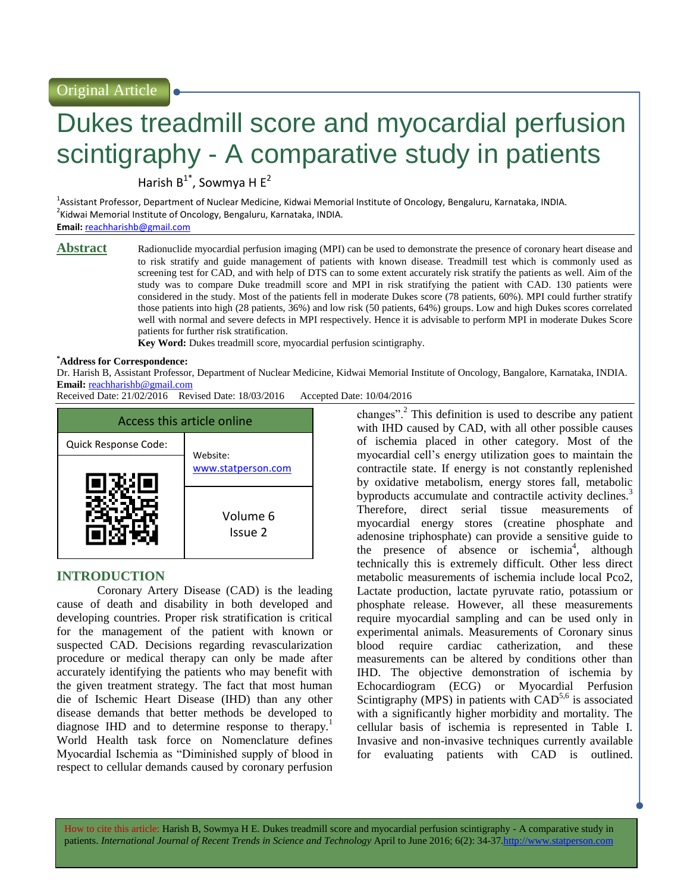Original Article

# Dukes treadmill score and myocardial perfusion scintigraphy - A comparative study in patients

Harish B[1*], Sowmya H E[2]

[1]Assistant Professor, Department of Nuclear Medicine, Kidwai Memorial Institute of Oncology, Bengaluru, Karnataka, INDIA.
[2]Kidwai Memorial Institute of Oncology, Bengaluru, Karnataka, INDIA.
**Email:** reachharishb@gmail.com

## Abstract

Radionuclide myocardial perfusion imaging (MPI) can be used to demonstrate the presence of coronary heart disease and to risk stratify and guide management of patients with known disease. Treadmill test which is commonly used as screening test for CAD, and with help of DTS can to some extent accurately risk stratify the patients as well. Aim of the study was to compare Duke treadmill score and MPI in risk stratifying the patient with CAD. 130 patients were considered in the study. Most of the patients fell in moderate Dukes score (78 patients, 60%). MPI could further stratify those patients into high (28 patients, 36%) and low risk (50 patients, 64%) groups. Low and high Dukes scores correlated well with normal and severe defects in MPI respectively. Hence it is advisable to perform MPI in moderate Dukes Score patients for further risk stratification.

**Key Word:** Dukes treadmill score, myocardial perfusion scintigraphy.

**\*Address for Correspondence:**
Dr. Harish B, Assistant Professor, Department of Nuclear Medicine, Kidwai Memorial Institute of Oncology, Bangalore, Karnataka, INDIA.
**Email:** reachharishb@gmail.com
Received Date: 21/02/2016 Revised Date: 18/03/2016 Accepted Date: 10/04/2016

| Access this article online | |
|---|---|
| Quick Response Code: | Website: www.statperson.com |
| | Volume 6 Issue 2 |

## INTRODUCTION

Coronary Artery Disease (CAD) is the leading cause of death and disability in both developed and developing countries. Proper risk stratification is critical for the management of the patient with known or suspected CAD. Decisions regarding revascularization procedure or medical therapy can only be made after accurately identifying the patients who may benefit with the given treatment strategy. The fact that most human die of Ischemic Heart Disease (IHD) than any other disease demands that better methods be developed to diagnose IHD and to determine response to therapy.[1] World Health task force on Nomenclature defines Myocardial Ischemia as "Diminished supply of blood in respect to cellular demands caused by coronary perfusion changes".[2] This definition is used to describe any patient with IHD caused by CAD, with all other possible causes of ischemia placed in other category. Most of the myocardial cell's energy utilization goes to maintain the contractile state. If energy is not constantly replenished by oxidative metabolism, energy stores fall, metabolic byproducts accumulate and contractile activity declines.[3] Therefore, direct serial tissue measurements of myocardial energy stores (creatine phosphate and adenosine triphosphate) can provide a sensitive guide to the presence of absence or ischemia[4], although technically this is extremely difficult. Other less direct metabolic measurements of ischemia include local Pco2, Lactate production, lactate pyruvate ratio, potassium or phosphate release. However, all these measurements require myocardial sampling and can be used only in experimental animals. Measurements of Coronary sinus blood require cardiac catherization, and these measurements can be altered by conditions other than IHD. The objective demonstration of ischemia by Echocardiogram (ECG) or Myocardial Perfusion Scintigraphy (MPS) in patients with CAD[5,6] is associated with a significantly higher morbidity and mortality. The cellular basis of ischemia is represented in Table I. Invasive and non-invasive techniques currently available for evaluating patients with CAD is outlined.

How to cite this article: Harish B, Sowmya H E. Dukes treadmill score and myocardial perfusion scintigraphy - A comparative study in patients. *International Journal of Recent Trends in Science and Technology* April to June 2016; 6(2): 34-37.http://www.statperson.com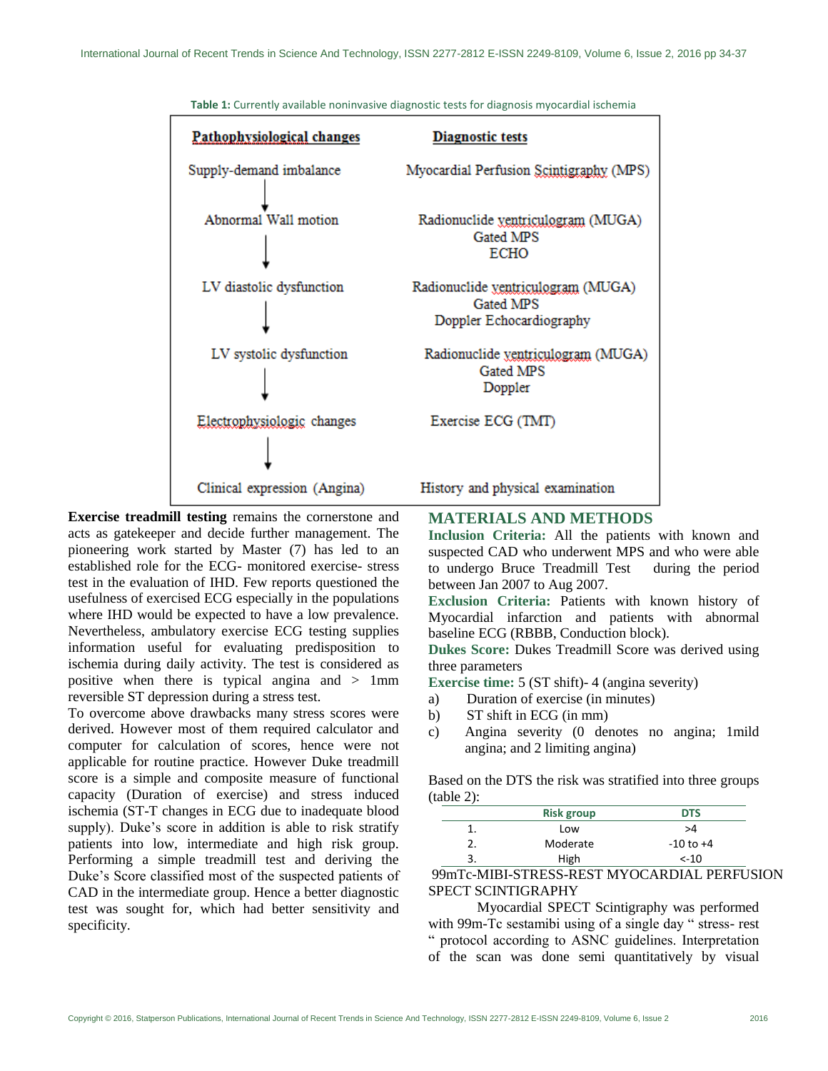**Table 1:** Currently available noninvasive diagnostic tests for diagnosis myocardial ischemia

| Pathophysiological changes | Diagnostic tests |
|---|---|
| Supply-demand imbalance | Myocardial Perfusion Scintigraphy (MPS) |
| ↓ Abnormal Wall motion | Radionuclide ventriculogram (MUGA), Gated MPS, ECHO |
| ↓ LV diastolic dysfunction | Radionuclide ventriculogram (MUGA), Gated MPS, Doppler Echocardiography |
| ↓ LV systolic dysfunction | Radionuclide ventriculogram (MUGA), Gated MPS, Doppler |
| ↓ Electrophysiologic changes | Exercise ECG (TMT) |
| ↓ Clinical expression (Angina) | History and physical examination |

**Exercise treadmill testing** remains the cornerstone and acts as gatekeeper and decide further management. The pioneering work started by Master (7) has led to an established role for the ECG- monitored exercise- stress test in the evaluation of IHD. Few reports questioned the usefulness of exercised ECG especially in the populations where IHD would be expected to have a low prevalence. Nevertheless, ambulatory exercise ECG testing supplies information useful for evaluating predisposition to ischemia during daily activity. The test is considered as positive when there is typical angina and > 1mm reversible ST depression during a stress test.

To overcome above drawbacks many stress scores were derived. However most of them required calculator and computer for calculation of scores, hence were not applicable for routine practice. However Duke treadmill score is a simple and composite measure of functional capacity (Duration of exercise) and stress induced ischemia (ST-T changes in ECG due to inadequate blood supply). Duke's score in addition is able to risk stratify patients into low, intermediate and high risk group. Performing a simple treadmill test and deriving the Duke's Score classified most of the suspected patients of CAD in the intermediate group. Hence a better diagnostic test was sought for, which had better sensitivity and specificity.

## MATERIALS AND METHODS

**Inclusion Criteria:** All the patients with known and suspected CAD who underwent MPS and who were able to undergo Bruce Treadmill Test during the period between Jan 2007 to Aug 2007.

**Exclusion Criteria:** Patients with known history of Myocardial infarction and patients with abnormal baseline ECG (RBBB, Conduction block).

**Dukes Score:** Dukes Treadmill Score was derived using three parameters

**Exercise time:** 5 (ST shift)- 4 (angina severity)

a) Duration of exercise (in minutes)
b) ST shift in ECG (in mm)
c) Angina severity (0 denotes no angina; 1mild angina; and 2 limiting angina)

Based on the DTS the risk was stratified into three groups (table 2):

| | Risk group | DTS |
|---|---|---|
| 1. | Low | >4 |
| 2. | Moderate | -10 to +4 |
| 3. | High | <-10 |

99mTc-MIBI-STRESS-REST MYOCARDIAL PERFUSION SPECT SCINTIGRAPHY

Myocardial SPECT Scintigraphy was performed with 99m-Tc sestamibi using of a single day " stress- rest " protocol according to ASNC guidelines. Interpretation of the scan was done semi quantitatively by visual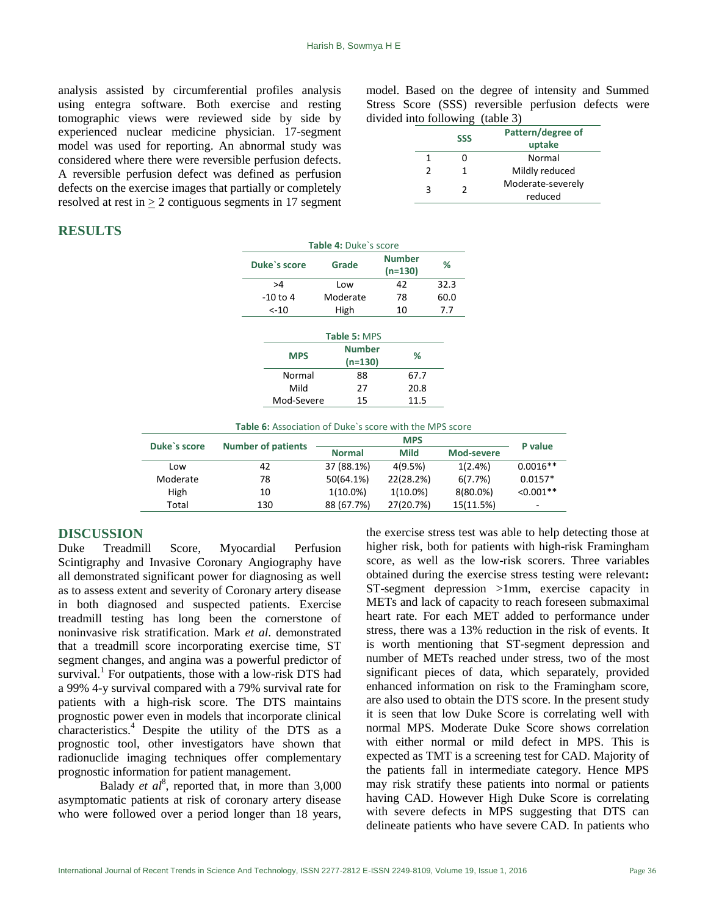analysis assisted by circumferential profiles analysis using entegra software. Both exercise and resting tomographic views were reviewed side by side by experienced nuclear medicine physician. 17-segment model was used for reporting. An abnormal study was considered where there were reversible perfusion defects. A reversible perfusion defect was defined as perfusion defects on the exercise images that partially or completely resolved at rest in $\geq 2$ contiguous segments in 17 segment model. Based on the degree of intensity and Summed Stress Score (SSS) reversible perfusion defects were divided into following (table 3)

| | SSS | Pattern/degree of uptake |
|---|---|---|
| 1 | 0 | Normal |
| 2 | 1 | Mildly reduced |
| 3 | 2 | Moderate-severely reduced |

## RESULTS

**Table 4:** Duke`s score

| Duke`s score | Grade | Number (n=130) | % |
|---|---|---|---|
| >4 | Low | 42 | 32.3 |
| -10 to 4 | Moderate | 78 | 60.0 |
| <-10 | High | 10 | 7.7 |

**Table 5:** MPS

| MPS | Number (n=130) | % |
|---|---|---|
| Normal | 88 | 67.7 |
| Mild | 27 | 20.8 |
| Mod-Severe | 15 | 11.5 |

**Table 6:** Association of Duke`s score with the MPS score

| Duke`s score | Number of patients | MPS | | | P value |
|---|---|---|---|---|---|
| | | Normal | Mild | Mod-severe | |
| Low | 42 | 37 (88.1%) | 4(9.5%) | 1(2.4%) | 0.0016** |
| Moderate | 78 | 50(64.1%) | 22(28.2%) | 6(7.7%) | 0.0157* |
| High | 10 | 1(10.0%) | 1(10.0%) | 8(80.0%) | <0.001** |
| Total | 130 | 88 (67.7%) | 27(20.7%) | 15(11.5%) | - |

## DISCUSSION

Duke Treadmill Score, Myocardial Perfusion Scintigraphy and Invasive Coronary Angiography have all demonstrated significant power for diagnosing as well as to assess extent and severity of Coronary artery disease in both diagnosed and suspected patients. Exercise treadmill testing has long been the cornerstone of noninvasive risk stratification. Mark *et al*. demonstrated that a treadmill score incorporating exercise time, ST segment changes, and angina was a powerful predictor of survival.[1] For outpatients, those with a low-risk DTS had a 99% 4-y survival compared with a 79% survival rate for patients with a high-risk score. The DTS maintains prognostic power even in models that incorporate clinical characteristics.[4] Despite the utility of the DTS as a prognostic tool, other investigators have shown that radionuclide imaging techniques offer complementary prognostic information for patient management.

Balady *et al*[8], reported that, in more than 3,000 asymptomatic patients at risk of coronary artery disease who were followed over a period longer than 18 years, the exercise stress test was able to help detecting those at higher risk, both for patients with high-risk Framingham score, as well as the low-risk scorers. Three variables obtained during the exercise stress testing were relevant**:** ST-segment depression >1mm, exercise capacity in METs and lack of capacity to reach foreseen submaximal heart rate. For each MET added to performance under stress, there was a 13% reduction in the risk of events. It is worth mentioning that ST-segment depression and number of METs reached under stress, two of the most significant pieces of data, which separately, provided enhanced information on risk to the Framingham score, are also used to obtain the DTS score. In the present study it is seen that low Duke Score is correlating well with normal MPS. Moderate Duke Score shows correlation with either normal or mild defect in MPS. This is expected as TMT is a screening test for CAD. Majority of the patients fall in intermediate category. Hence MPS may risk stratify these patients into normal or patients having CAD. However High Duke Score is correlating with severe defects in MPS suggesting that DTS can delineate patients who have severe CAD. In patients who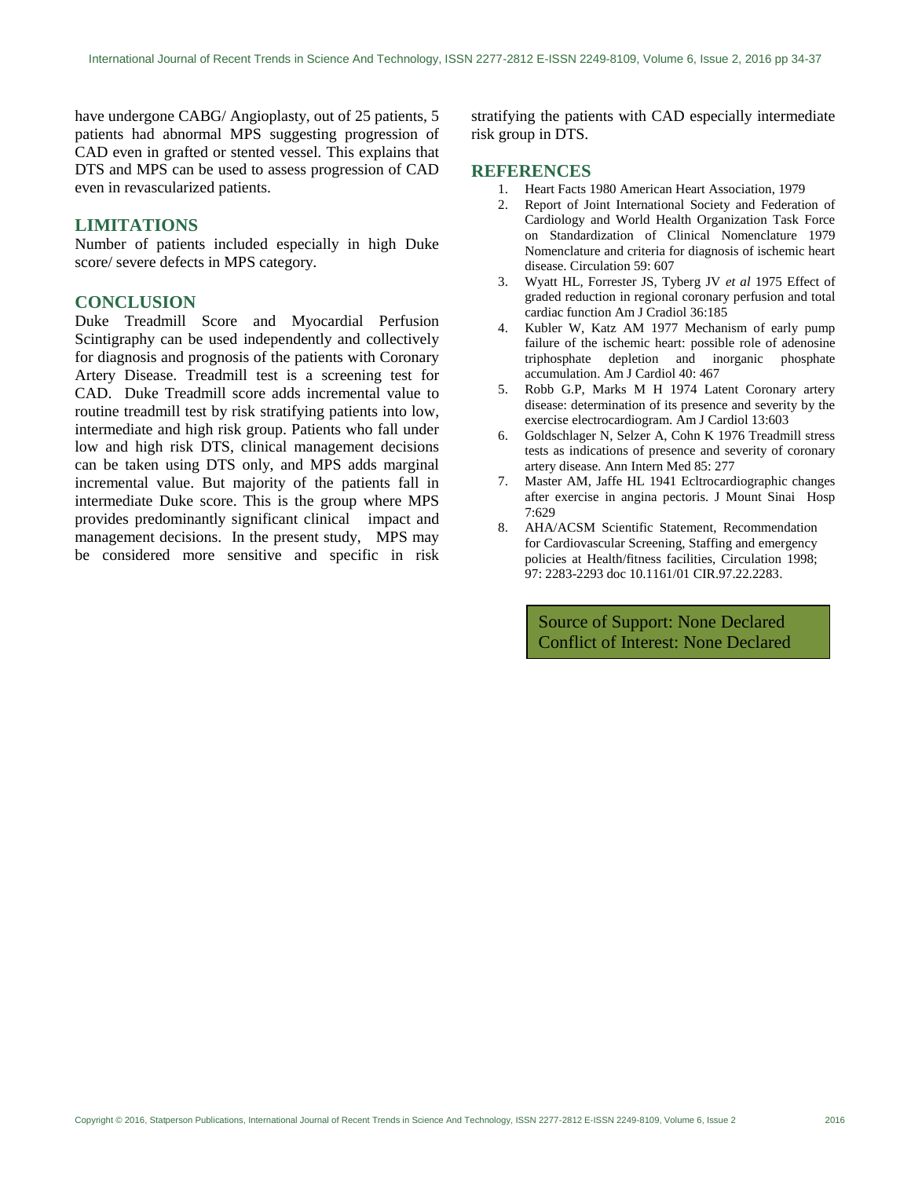have undergone CABG/ Angioplasty, out of 25 patients, 5 patients had abnormal MPS suggesting progression of CAD even in grafted or stented vessel. This explains that DTS and MPS can be used to assess progression of CAD even in revascularized patients.

## LIMITATIONS

Number of patients included especially in high Duke score/ severe defects in MPS category.

## CONCLUSION

Duke Treadmill Score and Myocardial Perfusion Scintigraphy can be used independently and collectively for diagnosis and prognosis of the patients with Coronary Artery Disease. Treadmill test is a screening test for CAD. Duke Treadmill score adds incremental value to routine treadmill test by risk stratifying patients into low, intermediate and high risk group. Patients who fall under low and high risk DTS, clinical management decisions can be taken using DTS only, and MPS adds marginal incremental value. But majority of the patients fall in intermediate Duke score. This is the group where MPS provides predominantly significant clinical impact and management decisions. In the present study, MPS may be considered more sensitive and specific in risk stratifying the patients with CAD especially intermediate risk group in DTS.

## REFERENCES

1. Heart Facts 1980 American Heart Association, 1979
2. Report of Joint International Society and Federation of Cardiology and World Health Organization Task Force on Standardization of Clinical Nomenclature 1979 Nomenclature and criteria for diagnosis of ischemic heart disease. Circulation 59: 607
3. Wyatt HL, Forrester JS, Tyberg JV *et al* 1975 Effect of graded reduction in regional coronary perfusion and total cardiac function Am J Cradiol 36:185
4. Kubler W, Katz AM 1977 Mechanism of early pump failure of the ischemic heart: possible role of adenosine triphosphate depletion and inorganic phosphate accumulation. Am J Cardiol 40: 467
5. Robb G.P, Marks M H 1974 Latent Coronary artery disease: determination of its presence and severity by the exercise electrocardiogram. Am J Cardiol 13:603
6. Goldschlager N, Selzer A, Cohn K 1976 Treadmill stress tests as indications of presence and severity of coronary artery disease. Ann Intern Med 85: 277
7. Master AM, Jaffe HL 1941 Ecltrocardiographic changes after exercise in angina pectoris. J Mount Sinai Hosp 7:629
8. AHA/ACSM Scientific Statement, Recommendation for Cardiovascular Screening, Staffing and emergency policies at Health/fitness facilities, Circulation 1998; 97: 2283-2293 doc 10.1161/01 CIR.97.22.2283.

Source of Support: None Declared
Conflict of Interest: None Declared